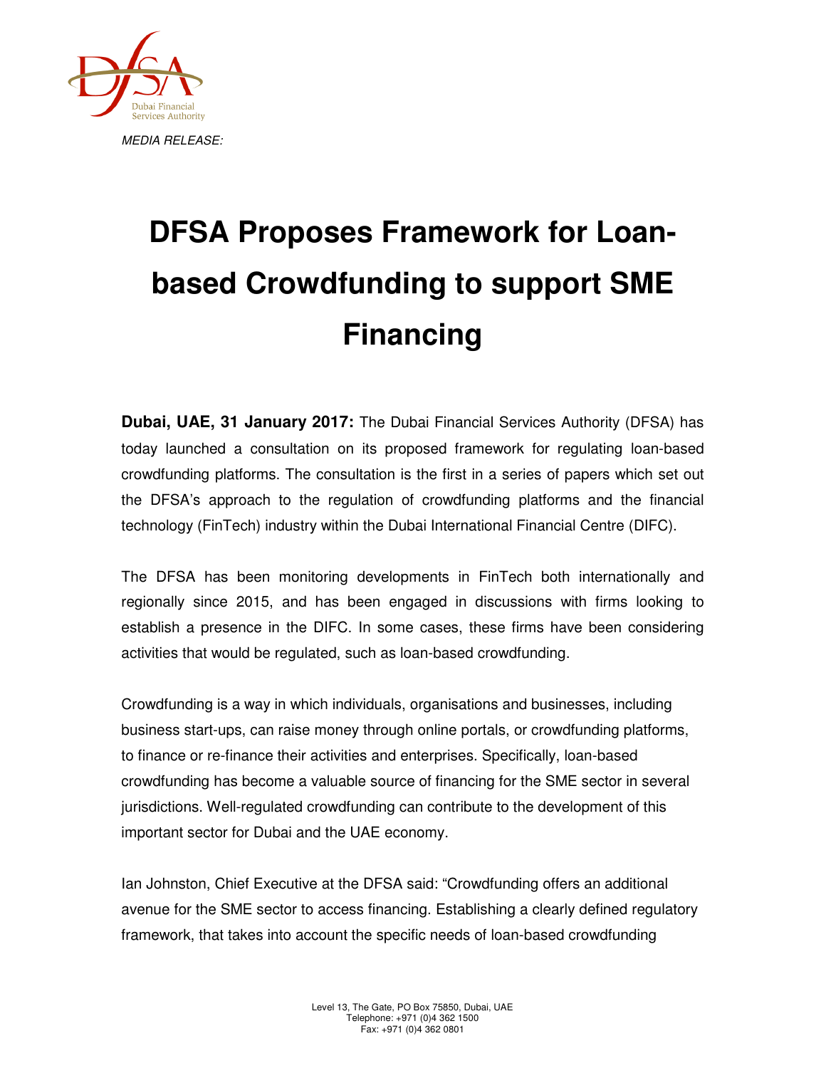*MEDIA RELEASE:*

# DFSA Proposes Framework for Loan-based Crowdfunding to support SME Financing

**Dubai, UAE, 31 January 2017:** The Dubai Financial Services Authority (DFSA) has today launched a consultation on its proposed framework for regulating loan-based crowdfunding platforms. The consultation is the first in a series of papers which set out the DFSA's approach to the regulation of crowdfunding platforms and the financial technology (FinTech) industry within the Dubai International Financial Centre (DIFC).

The DFSA has been monitoring developments in FinTech both internationally and regionally since 2015, and has been engaged in discussions with firms looking to establish a presence in the DIFC. In some cases, these firms have been considering activities that would be regulated, such as loan-based crowdfunding.

Crowdfunding is a way in which individuals, organisations and businesses, including business start-ups, can raise money through online portals, or crowdfunding platforms, to finance or re-finance their activities and enterprises. Specifically, loan-based crowdfunding has become a valuable source of financing for the SME sector in several jurisdictions. Well-regulated crowdfunding can contribute to the development of this important sector for Dubai and the UAE economy.

Ian Johnston, Chief Executive at the DFSA said: "Crowdfunding offers an additional avenue for the SME sector to access financing. Establishing a clearly defined regulatory framework, that takes into account the specific needs of loan-based crowdfunding

Level 13, The Gate, PO Box 75850, Dubai, UAE
Telephone: +971 (0)4 362 1500
Fax: +971 (0)4 362 0801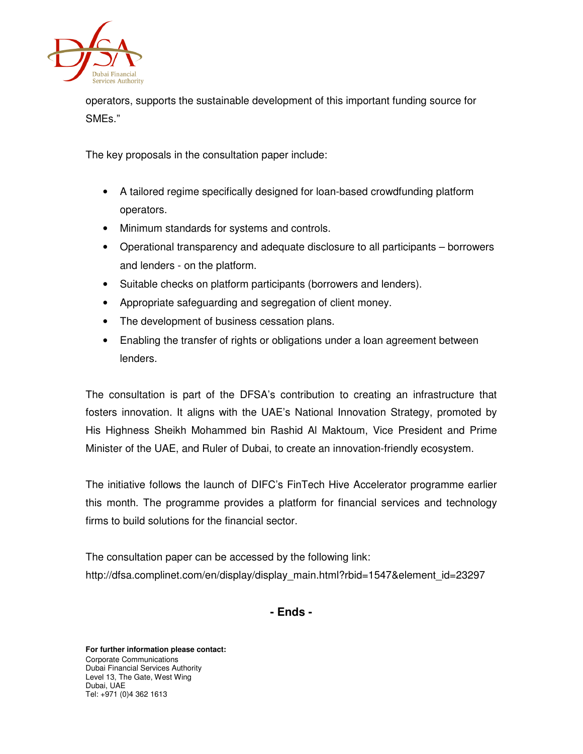operators, supports the sustainable development of this important funding source for SMEs."

The key proposals in the consultation paper include:

- A tailored regime specifically designed for loan-based crowdfunding platform operators.
- Minimum standards for systems and controls.
- Operational transparency and adequate disclosure to all participants – borrowers and lenders - on the platform.
- Suitable checks on platform participants (borrowers and lenders).
- Appropriate safeguarding and segregation of client money.
- The development of business cessation plans.
- Enabling the transfer of rights or obligations under a loan agreement between lenders.

The consultation is part of the DFSA's contribution to creating an infrastructure that fosters innovation. It aligns with the UAE's National Innovation Strategy, promoted by His Highness Sheikh Mohammed bin Rashid Al Maktoum, Vice President and Prime Minister of the UAE, and Ruler of Dubai, to create an innovation-friendly ecosystem.

The initiative follows the launch of DIFC's FinTech Hive Accelerator programme earlier this month. The programme provides a platform for financial services and technology firms to build solutions for the financial sector.

The consultation paper can be accessed by the following link:
http://dfsa.complinet.com/en/display/display_main.html?rbid=1547&element_id=23297

**- Ends -**

**For further information please contact:**
Corporate Communications
Dubai Financial Services Authority
Level 13, The Gate, West Wing
Dubai, UAE
Tel: +971 (0)4 362 1613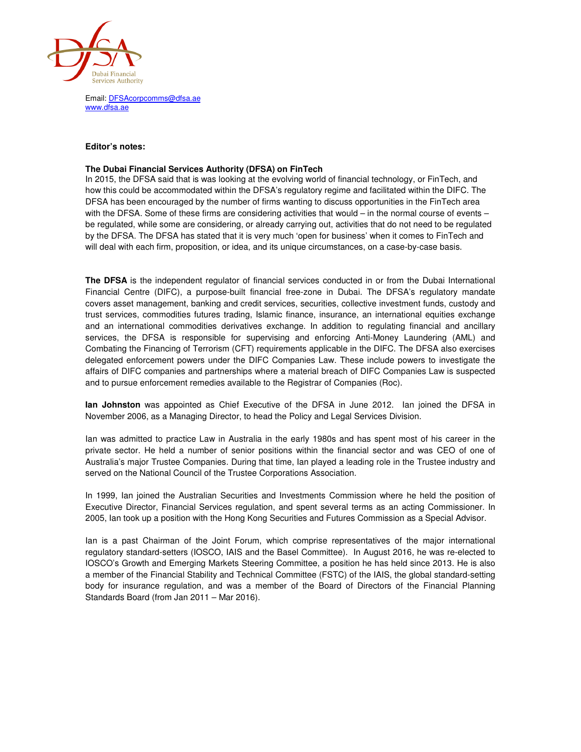Email: [DFSAcorpcomms@dfsa.ae](mailto:DFSAcorpcomms@dfsa.ae)
[www.dfsa.ae](http://www.dfsa.ae)

**Editor's notes:**

**The Dubai Financial Services Authority (DFSA) on FinTech**

In 2015, the DFSA said that is was looking at the evolving world of financial technology, or FinTech, and how this could be accommodated within the DFSA's regulatory regime and facilitated within the DIFC. The DFSA has been encouraged by the number of firms wanting to discuss opportunities in the FinTech area with the DFSA. Some of these firms are considering activities that would – in the normal course of events – be regulated, while some are considering, or already carrying out, activities that do not need to be regulated by the DFSA. The DFSA has stated that it is very much 'open for business' when it comes to FinTech and will deal with each firm, proposition, or idea, and its unique circumstances, on a case-by-case basis.

**The DFSA** is the independent regulator of financial services conducted in or from the Dubai International Financial Centre (DIFC), a purpose-built financial free-zone in Dubai. The DFSA's regulatory mandate covers asset management, banking and credit services, securities, collective investment funds, custody and trust services, commodities futures trading, Islamic finance, insurance, an international equities exchange and an international commodities derivatives exchange. In addition to regulating financial and ancillary services, the DFSA is responsible for supervising and enforcing Anti-Money Laundering (AML) and Combating the Financing of Terrorism (CFT) requirements applicable in the DIFC. The DFSA also exercises delegated enforcement powers under the DIFC Companies Law. These include powers to investigate the affairs of DIFC companies and partnerships where a material breach of DIFC Companies Law is suspected and to pursue enforcement remedies available to the Registrar of Companies (Roc).

**Ian Johnston** was appointed as Chief Executive of the DFSA in June 2012. Ian joined the DFSA in November 2006, as a Managing Director, to head the Policy and Legal Services Division.

Ian was admitted to practice Law in Australia in the early 1980s and has spent most of his career in the private sector. He held a number of senior positions within the financial sector and was CEO of one of Australia's major Trustee Companies. During that time, Ian played a leading role in the Trustee industry and served on the National Council of the Trustee Corporations Association.

In 1999, Ian joined the Australian Securities and Investments Commission where he held the position of Executive Director, Financial Services regulation, and spent several terms as an acting Commissioner. In 2005, Ian took up a position with the Hong Kong Securities and Futures Commission as a Special Advisor.

Ian is a past Chairman of the Joint Forum, which comprise representatives of the major international regulatory standard-setters (IOSCO, IAIS and the Basel Committee). In August 2016, he was re-elected to IOSCO's Growth and Emerging Markets Steering Committee, a position he has held since 2013. He is also a member of the Financial Stability and Technical Committee (FSTC) of the IAIS, the global standard-setting body for insurance regulation, and was a member of the Board of Directors of the Financial Planning Standards Board (from Jan 2011 – Mar 2016).